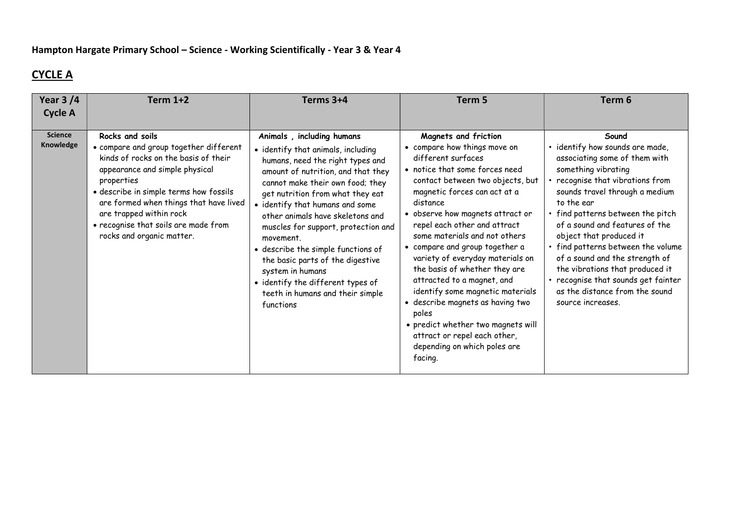**Hampton Hargate Primary School – Science - Working Scientifically - Year 3 & Year 4**

## CYCLE A

| Year 3 /4 Cycle A | Term 1+2 | Terms 3+4 | Term 5 | Term 6 |
|---|---|---|---|---|
| **Science Knowledge** | **Rocks and soils**<br>• compare and group together different kinds of rocks on the basis of their appearance and simple physical properties<br>• describe in simple terms how fossils are formed when things that have lived are trapped within rock<br>• recognise that soils are made from rocks and organic matter. | **Animals , including humans**<br>• identify that animals, including humans, need the right types and amount of nutrition, and that they cannot make their own food; they get nutrition from what they eat<br>• identify that humans and some other animals have skeletons and muscles for support, protection and movement.<br>• describe the simple functions of the basic parts of the digestive system in humans<br>• identify the different types of teeth in humans and their simple functions | **Magnets and friction**<br>• compare how things move on different surfaces<br>• notice that some forces need contact between two objects, but magnetic forces can act at a distance<br>• observe how magnets attract or repel each other and attract some materials and not others<br>• compare and group together a variety of everyday materials on the basis of whether they are attracted to a magnet, and identify some magnetic materials<br>• describe magnets as having two poles<br>• predict whether two magnets will attract or repel each other, depending on which poles are facing. | **Sound**<br>• identify how sounds are made, associating some of them with something vibrating<br>• recognise that vibrations from sounds travel through a medium to the ear<br>• find patterns between the pitch of a sound and features of the object that produced it<br>• find patterns between the volume of a sound and the strength of the vibrations that produced it<br>• recognise that sounds get fainter as the distance from the sound source increases. |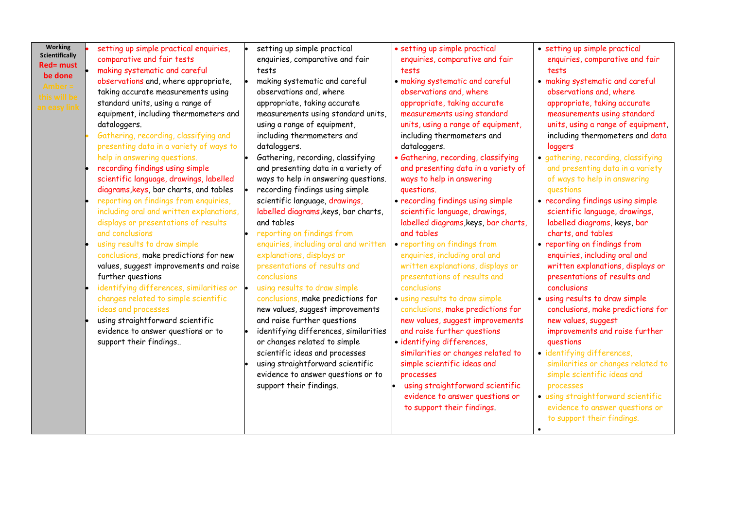| Working Scientifically<br>Red= must be done<br>Amber = this will be an easy link | | | | |
|---|---|---|---|---|
| | • setting up simple practical enquiries, comparative and fair tests<br>• making systematic and careful observations and, where appropriate, taking accurate measurements using standard units, using a range of equipment, including thermometers and dataloggers.<br>• Gathering, recording, classifying and presenting data in a variety of ways to help in answering questions.<br>• recording findings using simple scientific language, drawings, labelled diagrams,keys, bar charts, and tables<br>• reporting on findings from enquiries, including oral and written explanations, displays or presentations of results and conclusions<br>• using results to draw simple conclusions, make predictions for new values, suggest improvements and raise further questions<br>• identifying differences, similarities or changes related to simple scientific ideas and processes<br>• using straightforward scientific evidence to answer questions or to support their findings.. | • setting up simple practical enquiries, comparative and fair tests<br>• making systematic and careful observations and, where appropriate, taking accurate measurements using standard units, using a range of equipment, including thermometers and dataloggers.<br>• Gathering, recording, classifying and presenting data in a variety of ways to help in answering questions.<br>• recording findings using simple scientific language, drawings, labelled diagrams,keys, bar charts, and tables<br>• reporting on findings from enquiries, including oral and written explanations, displays or presentations of results and conclusions<br>• using results to draw simple conclusions, make predictions for new values, suggest improvements and raise further questions<br>• identifying differences, similarities or changes related to simple scientific ideas and processes<br>• using straightforward scientific evidence to answer questions or to support their findings. | • setting up simple practical enquiries, comparative and fair tests<br>• making systematic and careful observations and, where appropriate, taking accurate measurements using standard units, using a range of equipment, including thermometers and dataloggers.<br>• Gathering, recording, classifying and presenting data in a variety of ways to help in answering questions.<br>• recording findings using simple scientific language, drawings, labelled diagrams,keys, bar charts, and tables<br>• reporting on findings from enquiries, including oral and written explanations, displays or presentations of results and conclusions<br>• using results to draw simple conclusions, make predictions for new values, suggest improvements and raise further questions<br>• identifying differences, similarities or changes related to simple scientific ideas and processes<br>• using straightforward scientific evidence to answer questions or to support their findings. | • setting up simple practical enquiries, comparative and fair tests<br>• making systematic and careful observations and, where appropriate, taking accurate measurements using standard units, using a range of equipment, including thermometers and data loggers<br>• gathering, recording, classifying and presenting data in a variety of ways to help in answering questions<br>• recording findings using simple scientific language, drawings, labelled diagrams, keys, bar charts, and tables<br>• reporting on findings from enquiries, including oral and written explanations, displays or presentations of results and conclusions<br>• using results to draw simple conclusions, make predictions for new values, suggest improvements and raise further questions<br>• identifying differences, similarities or changes related to simple scientific ideas and processes<br>• using straightforward scientific evidence to answer questions or to support their findings.<br>• |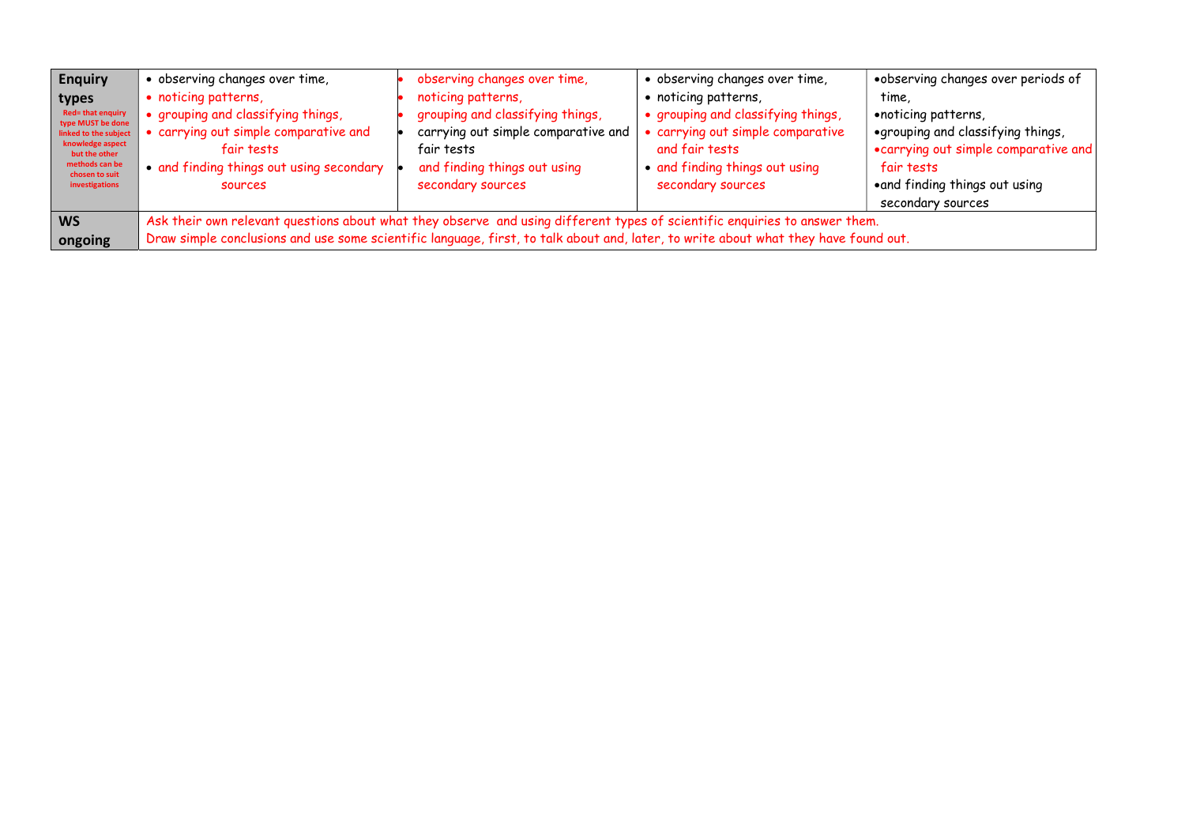| | | | | |
|---|---|---|---|---|
| **Enquiry types**<br>Red= that enquiry type MUST be done linked to the subject knowledge aspect but the other methods can be chosen to suit investigations | • observing changes over time,<br>• noticing patterns,<br>• grouping and classifying things,<br>• carrying out simple comparative and fair tests<br>• and finding things out using secondary sources | • observing changes over time,<br>• noticing patterns,<br>• grouping and classifying things,<br>• carrying out simple comparative and fair tests<br>• and finding things out using secondary sources | • observing changes over time,<br>• noticing patterns,<br>• grouping and classifying things,<br>• carrying out simple comparative and fair tests<br>• and finding things out using secondary sources | • observing changes over periods of time,<br>• noticing patterns,<br>• grouping and classifying things,<br>• carrying out simple comparative and fair tests<br>• and finding things out using secondary sources |
| **WS ongoing** | Ask their own relevant questions about what they observe and using different types of scientific enquiries to answer them.<br>Draw simple conclusions and use some scientific language, first, to talk about and, later, to write about what they have found out. | | | |